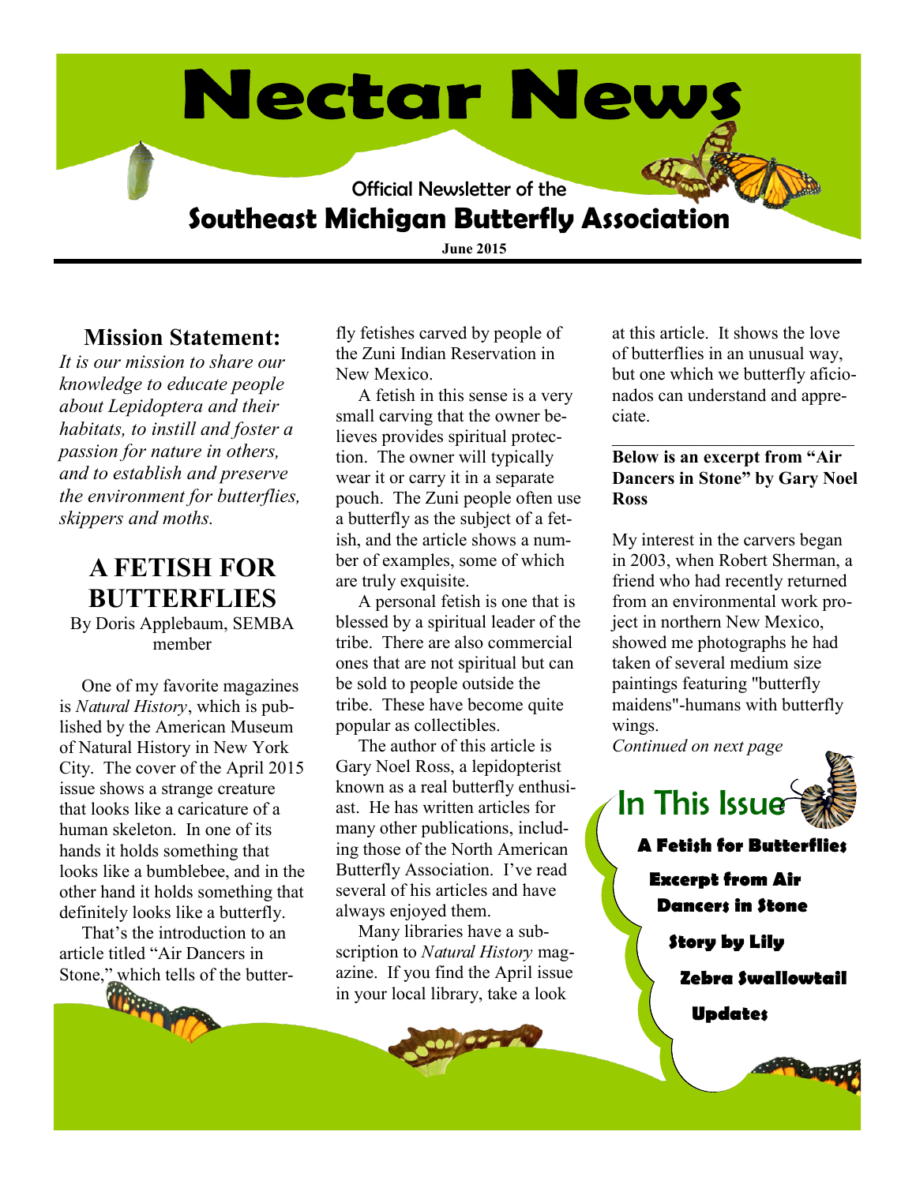# Nectar News

Official Newsletter of the

## Southeast Michigan Butterfly Association

**June 2015**

### Mission Statement:

*It is our mission to share our knowledge to educate people about Lepidoptera and their habitats, to instill and foster a passion for nature in others, and to establish and preserve the environment for butterflies, skippers and moths.*

## A FETISH FOR BUTTERFLIES

By Doris Applebaum, SEMBA member

One of my favorite magazines is *Natural History*, which is published by the American Museum of Natural History in New York City. The cover of the April 2015 issue shows a strange creature that looks like a caricature of a human skeleton. In one of its hands it holds something that looks like a bumblebee, and in the other hand it holds something that definitely looks like a butterfly.

That's the introduction to an article titled "Air Dancers in Stone," which tells of the butterfly fetishes carved by people of the Zuni Indian Reservation in New Mexico.

A fetish in this sense is a very small carving that the owner believes provides spiritual protection. The owner will typically wear it or carry it in a separate pouch. The Zuni people often use a butterfly as the subject of a fetish, and the article shows a number of examples, some of which are truly exquisite.

A personal fetish is one that is blessed by a spiritual leader of the tribe. There are also commercial ones that are not spiritual but can be sold to people outside the tribe. These have become quite popular as collectibles.

The author of this article is Gary Noel Ross, a lepidopterist known as a real butterfly enthusiast. He has written articles for many other publications, including those of the North American Butterfly Association. I've read several of his articles and have always enjoyed them.

Many libraries have a subscription to *Natural History* magazine. If you find the April issue in your local library, take a look at this article. It shows the love of butterflies in an unusual way, but one which we butterfly aficionados can understand and appreciate.

---

**Below is an excerpt from "Air Dancers in Stone" by Gary Noel Ross**

My interest in the carvers began in 2003, when Robert Sherman, a friend who had recently returned from an environmental work project in northern New Mexico, showed me photographs he had taken of several medium size paintings featuring "butterfly maidens"-humans with butterfly wings.

*Continued on next page*

### In This Issue

- A Fetish for Butterflies
- Excerpt from Air Dancers in Stone
- Story by Lily
- Zebra Swallowtail
- Updates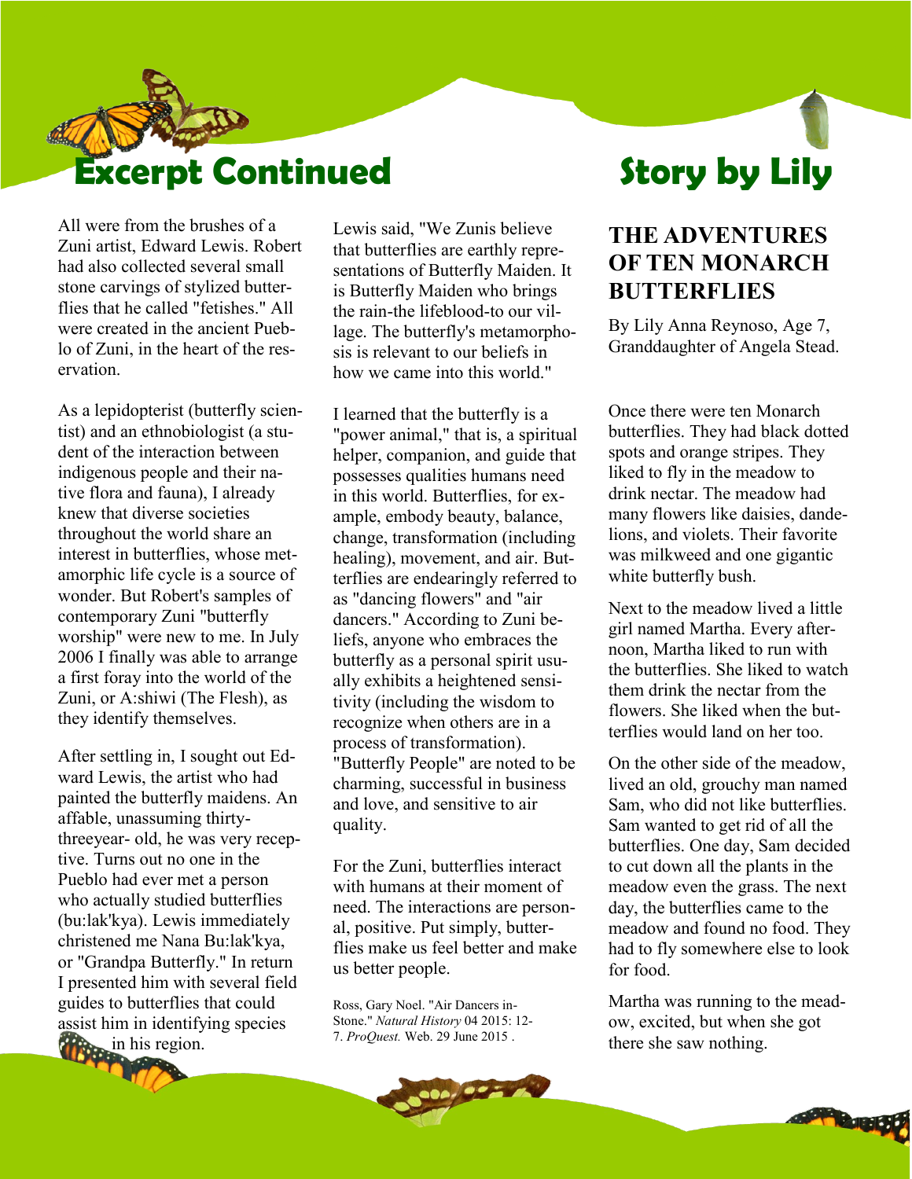# Excerpt Continued

All were from the brushes of a Zuni artist, Edward Lewis. Robert had also collected several small stone carvings of stylized butterflies that he called "fetishes." All were created in the ancient Pueblo of Zuni, in the heart of the reservation.

As a lepidopterist (butterfly scientist) and an ethnobiologist (a student of the interaction between indigenous people and their native flora and fauna), I already knew that diverse societies throughout the world share an interest in butterflies, whose metamorphic life cycle is a source of wonder. But Robert's samples of contemporary Zuni "butterfly worship" were new to me. In July 2006 I finally was able to arrange a first foray into the world of the Zuni, or A:shiwi (The Flesh), as they identify themselves.

After settling in, I sought out Edward Lewis, the artist who had painted the butterfly maidens. An affable, unassuming thirty-threeyear- old, he was very receptive. Turns out no one in the Pueblo had ever met a person who actually studied butterflies (bu:lak'kya). Lewis immediately christened me Nana Bu:lak'kya, or "Grandpa Butterfly." In return I presented him with several field guides to butterflies that could assist him in identifying species in his region.

Lewis said, "We Zunis believe that butterflies are earthly representations of Butterfly Maiden. It is Butterfly Maiden who brings the rain-the lifeblood-to our village. The butterfly's metamorphosis is relevant to our beliefs in how we came into this world."

I learned that the butterfly is a "power animal," that is, a spiritual helper, companion, and guide that possesses qualities humans need in this world. Butterflies, for example, embody beauty, balance, change, transformation (including healing), movement, and air. Butterflies are endearingly referred to as "dancing flowers" and "air dancers." According to Zuni beliefs, anyone who embraces the butterfly as a personal spirit usually exhibits a heightened sensitivity (including the wisdom to recognize when others are in a process of transformation). "Butterfly People" are noted to be charming, successful in business and love, and sensitive to air quality.

For the Zuni, butterflies interact with humans at their moment of need. The interactions are personal, positive. Put simply, butterflies make us feel better and make us better people.

Ross, Gary Noel. "Air Dancers in-Stone." *Natural History* 04 2015: 12-7. *ProQuest.* Web. 29 June 2015 .

# Story by Lily

## THE ADVENTURES OF TEN MONARCH BUTTERFLIES

By Lily Anna Reynoso, Age 7, Granddaughter of Angela Stead.

Once there were ten Monarch butterflies. They had black dotted spots and orange stripes. They liked to fly in the meadow to drink nectar. The meadow had many flowers like daisies, dandelions, and violets. Their favorite was milkweed and one gigantic white butterfly bush.

Next to the meadow lived a little girl named Martha. Every afternoon, Martha liked to run with the butterflies. She liked to watch them drink the nectar from the flowers. She liked when the butterflies would land on her too.

On the other side of the meadow, lived an old, grouchy man named Sam, who did not like butterflies. Sam wanted to get rid of all the butterflies. One day, Sam decided to cut down all the plants in the meadow even the grass. The next day, the butterflies came to the meadow and found no food. They had to fly somewhere else to look for food.

Martha was running to the meadow, excited, but when she got there she saw nothing.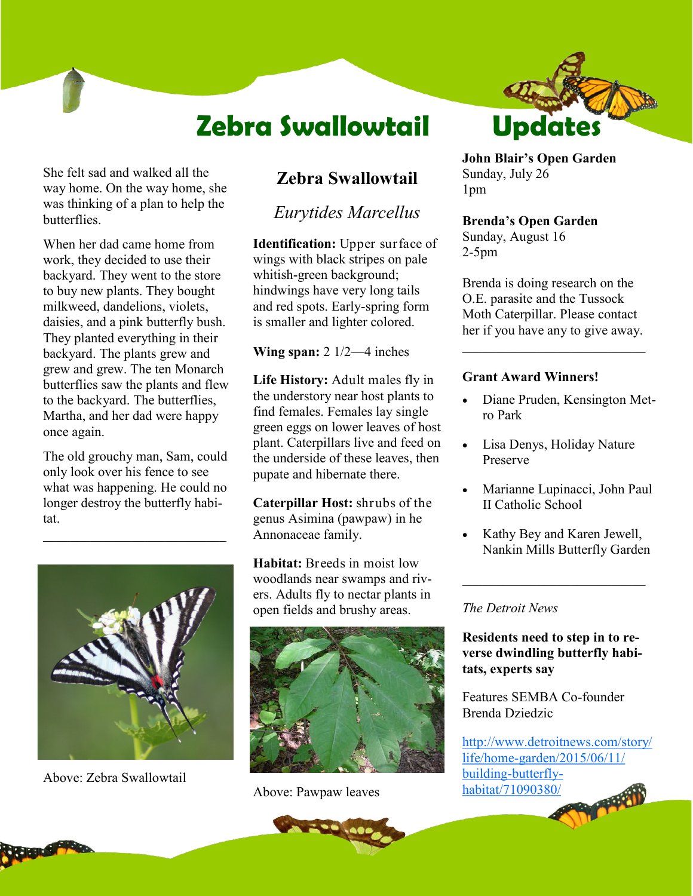# Zebra Swallowtail Updates

She felt sad and walked all the way home. On the way home, she was thinking of a plan to help the butterflies.

When her dad came home from work, they decided to use their backyard. They went to the store to buy new plants. They bought milkweed, dandelions, violets, daisies, and a pink butterfly bush. They planted everything in their backyard. The plants grew and grew and grew. The ten Monarch butterflies saw the plants and flew to the backyard. The butterflies, Martha, and her dad were happy once again.

The old grouchy man, Sam, could only look over his fence to see what was happening. He could no longer destroy the butterfly habitat.

---

Above: Zebra Swallowtail

## Zebra Swallowtail

*Eurytides Marcellus*

**Identification:** Upper surface of wings with black stripes on pale whitish-green background; hindwings have very long tails and red spots. Early-spring form is smaller and lighter colored.

**Wing span:** 2 1/2—4 inches

**Life History:** Adult males fly in the understory near host plants to find females. Females lay single green eggs on lower leaves of host plant. Caterpillars live and feed on the underside of these leaves, then pupate and hibernate there.

**Caterpillar Host:** shrubs of the genus Asimina (pawpaw) in he Annonaceae family.

**Habitat:** Breeds in moist low woodlands near swamps and rivers. Adults fly to nectar plants in open fields and brushy areas.

Above: Pawpaw leaves

**John Blair's Open Garden**
Sunday, July 26
1pm

**Brenda's Open Garden**
Sunday, August 16
2-5pm

Brenda is doing research on the O.E. parasite and the Tussock Moth Caterpillar. Please contact her if you have any to give away.

---

**Grant Award Winners!**

- Diane Pruden, Kensington Metro Park
- Lisa Denys, Holiday Nature Preserve
- Marianne Lupinacci, John Paul II Catholic School
- Kathy Bey and Karen Jewell, Nankin Mills Butterfly Garden

---

*The Detroit News*

**Residents need to step in to reverse dwindling butterfly habitats, experts say**

Features SEMBA Co-founder Brenda Dziedzic

http://www.detroitnews.com/story/life/home-garden/2015/06/11/building-butterfly-habitat/71090380/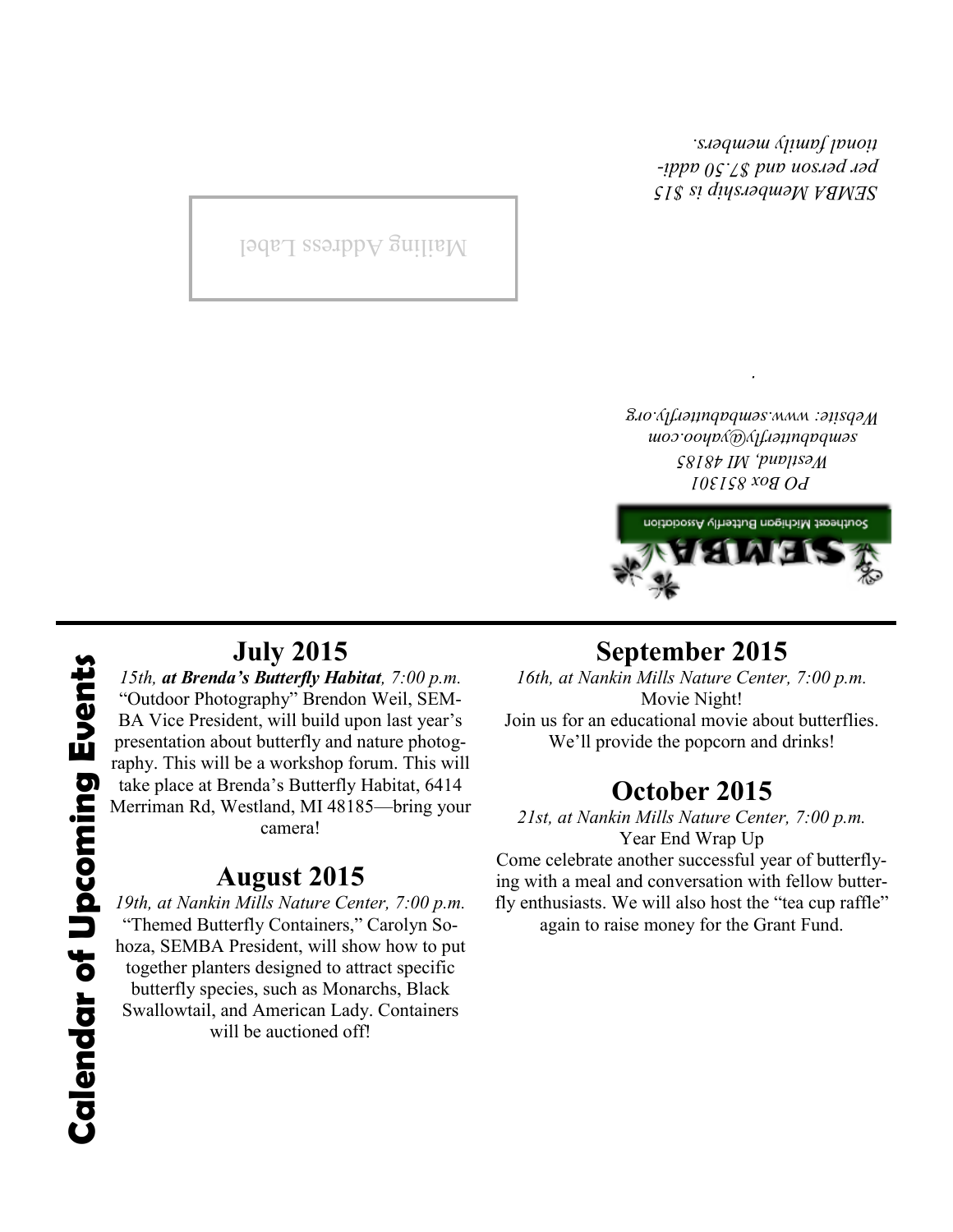SEMBA Membership is $15 per person and $7.50 additional family members.

Mailing Address Label

Southeast Michigan Butterfly Association

PO Box 851301
Westland, MI 48185
sembabutterfly@yahoo.com
Website: www.sembabutterfly.org

# Calendar of Upcoming Events

## July 2015

*15th, **at Brenda's Butterfly Habitat**, 7:00 p.m.*
"Outdoor Photography" Brendon Weil, SEMBA Vice President, will build upon last year's presentation about butterfly and nature photography. This will be a workshop forum. This will take place at Brenda's Butterfly Habitat, 6414 Merriman Rd, Westland, MI 48185—bring your camera!

## August 2015

*19th, at Nankin Mills Nature Center, 7:00 p.m.*
"Themed Butterfly Containers," Carolyn Sohoza, SEMBA President, will show how to put together planters designed to attract specific butterfly species, such as Monarchs, Black Swallowtail, and American Lady. Containers will be auctioned off!

## September 2015

*16th, at Nankin Mills Nature Center, 7:00 p.m.*
Movie Night!
Join us for an educational movie about butterflies. We'll provide the popcorn and drinks!

## October 2015

*21st, at Nankin Mills Nature Center, 7:00 p.m.*
Year End Wrap Up
Come celebrate another successful year of butterflying with a meal and conversation with fellow butterfly enthusiasts. We will also host the "tea cup raffle" again to raise money for the Grant Fund.